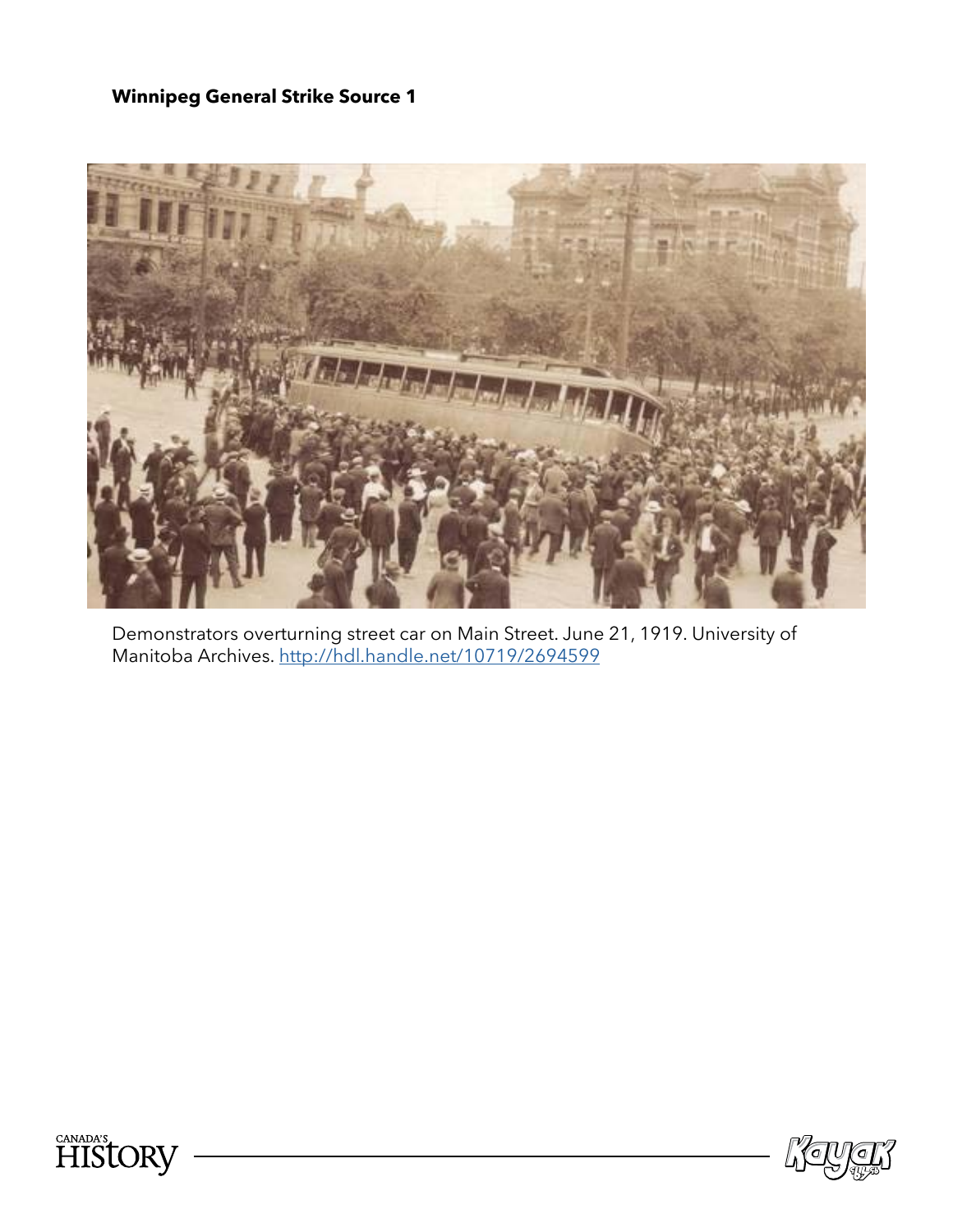**Winnipeg General Strike Source 1**

Demonstrators overturning street car on Main Street. June 21, 1919. University of Manitoba Archives. http://hdl.handle.net/10719/2694599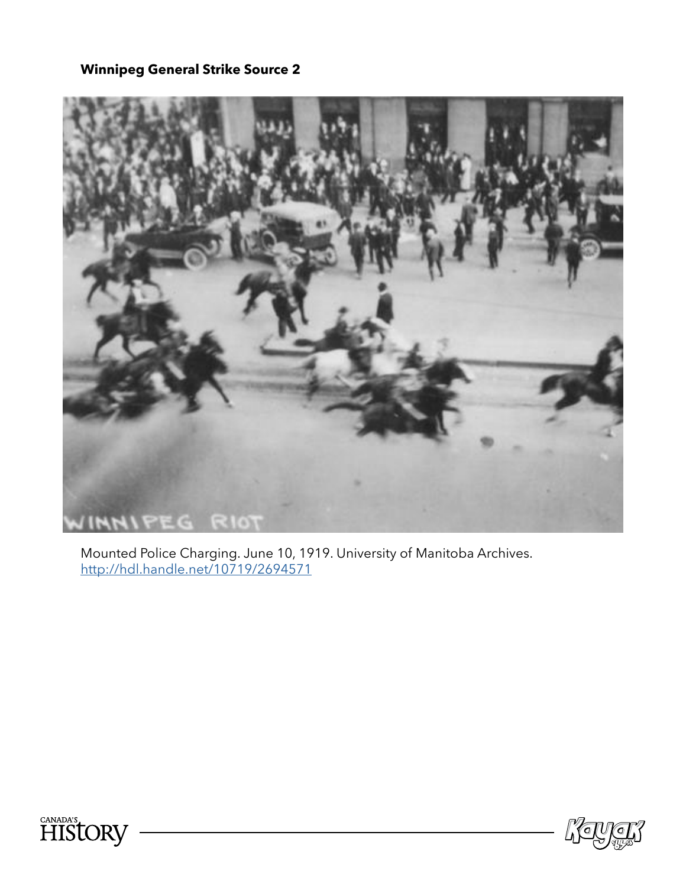**Winnipeg General Strike Source 2**

Mounted Police Charging. June 10, 1919. University of Manitoba Archives. http://hdl.handle.net/10719/2694571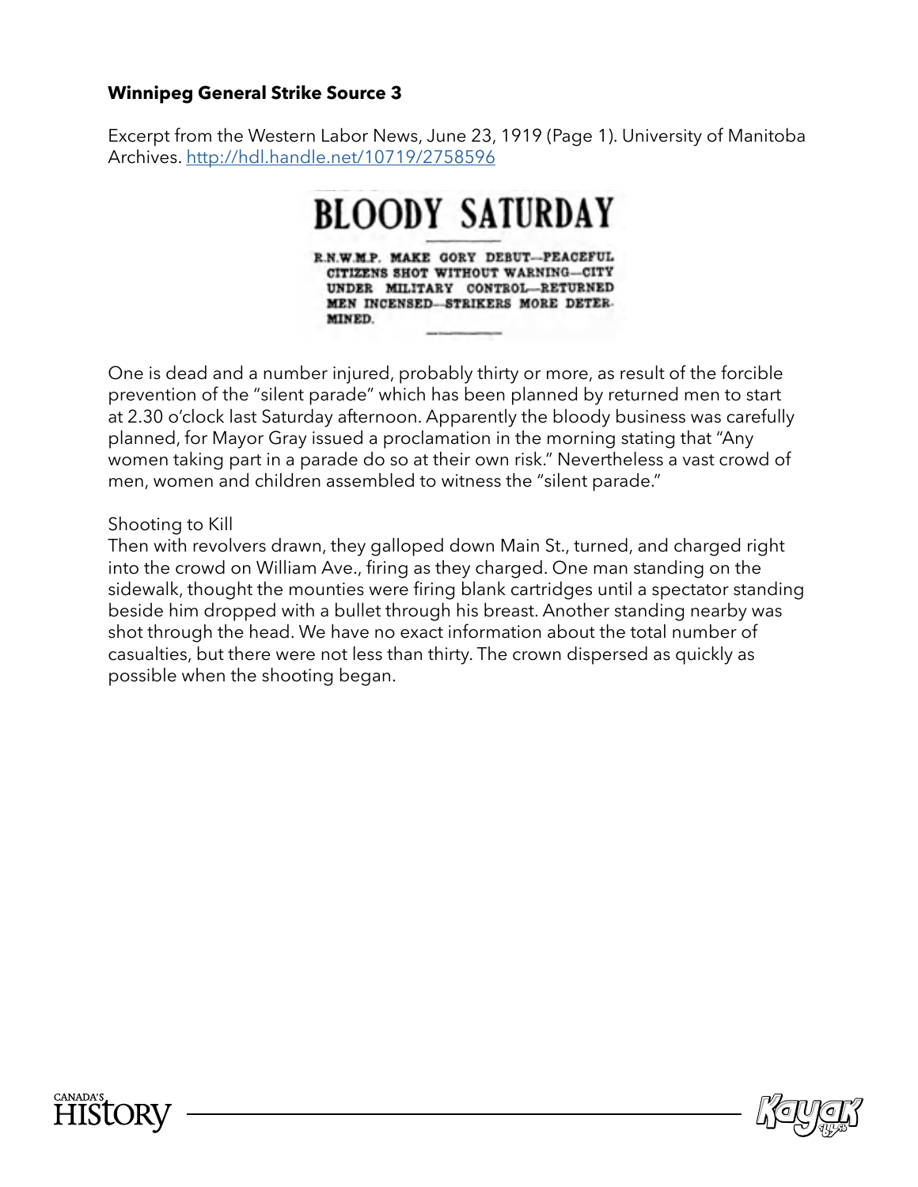**Winnipeg General Strike Source 3**

Excerpt from the Western Labor News, June 23, 1919 (Page 1). University of Manitoba Archives. http://hdl.handle.net/10719/2758596

# BLOODY SATURDAY

R.N.W.M.P. MAKE GORY DEBUT—PEACEFUL CITIZENS SHOT WITHOUT WARNING—CITY UNDER MILITARY CONTROL—RETURNED MEN INCENSED—STRIKERS MORE DETERMINED.

One is dead and a number injured, probably thirty or more, as result of the forcible prevention of the "silent parade" which has been planned by returned men to start at 2.30 o'clock last Saturday afternoon. Apparently the bloody business was carefully planned, for Mayor Gray issued a proclamation in the morning stating that "Any women taking part in a parade do so at their own risk." Nevertheless a vast crowd of men, women and children assembled to witness the "silent parade."

Shooting to Kill

Then with revolvers drawn, they galloped down Main St., turned, and charged right into the crowd on William Ave., firing as they charged. One man standing on the sidewalk, thought the mounties were firing blank cartridges until a spectator standing beside him dropped with a bullet through his breast. Another standing nearby was shot through the head. We have no exact information about the total number of casualties, but there were not less than thirty. The crown dispersed as quickly as possible when the shooting began.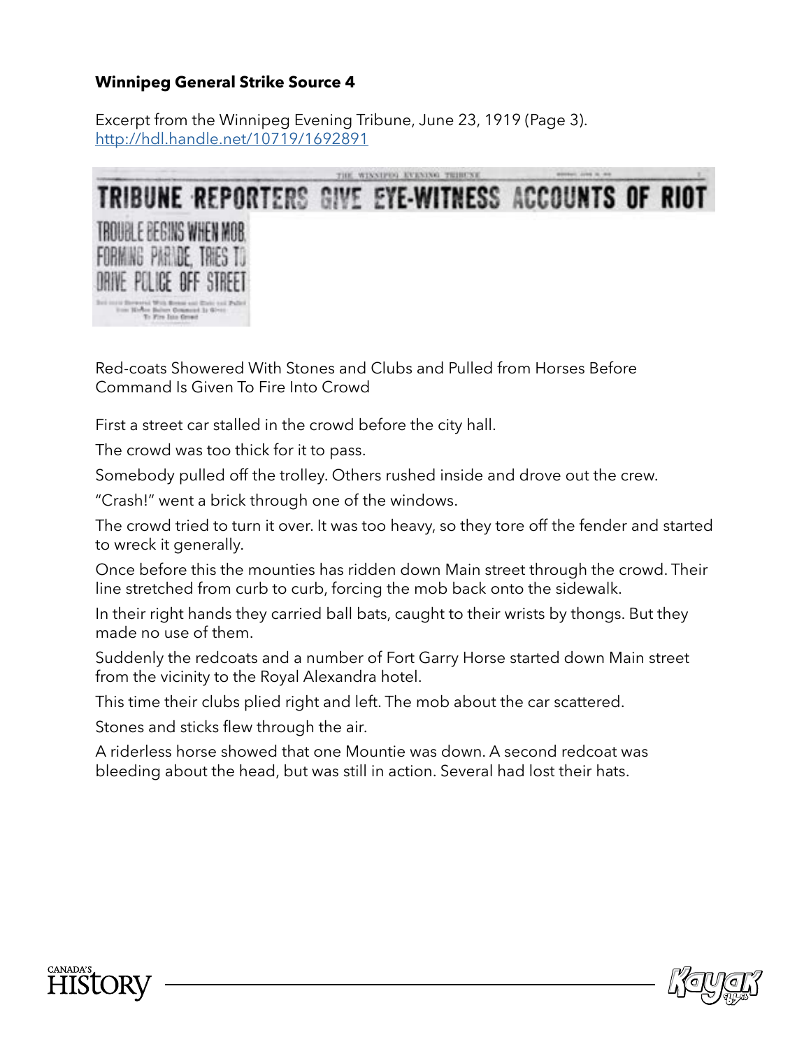**Winnipeg General Strike Source 4**

Excerpt from the Winnipeg Evening Tribune, June 23, 1919 (Page 3). [http://hdl.handle.net/10719/1692891](http://hdl.handle.net/10719/1692891)

# TRIBUNE REPORTERS GIVE EYE-WITNESS ACCOUNTS OF RIOT

## TROUBLE BEGINS WHEN MOB, FORMING PARADE, TRIES TO DRIVE POLICE OFF STREET

Red-coats Showered With Stones and Clubs and Pulled from Horses Before Command Is Given To Fire Into Crowd

First a street car stalled in the crowd before the city hall.

The crowd was too thick for it to pass.

Somebody pulled off the trolley. Others rushed inside and drove out the crew.

"Crash!" went a brick through one of the windows.

The crowd tried to turn it over. It was too heavy, so they tore off the fender and started to wreck it generally.

Once before this the mounties has ridden down Main street through the crowd. Their line stretched from curb to curb, forcing the mob back onto the sidewalk.

In their right hands they carried ball bats, caught to their wrists by thongs. But they made no use of them.

Suddenly the redcoats and a number of Fort Garry Horse started down Main street from the vicinity to the Royal Alexandra hotel.

This time their clubs plied right and left. The mob about the car scattered.

Stones and sticks flew through the air.

A riderless horse showed that one Mountie was down. A second redcoat was bleeding about the head, but was still in action. Several had lost their hats.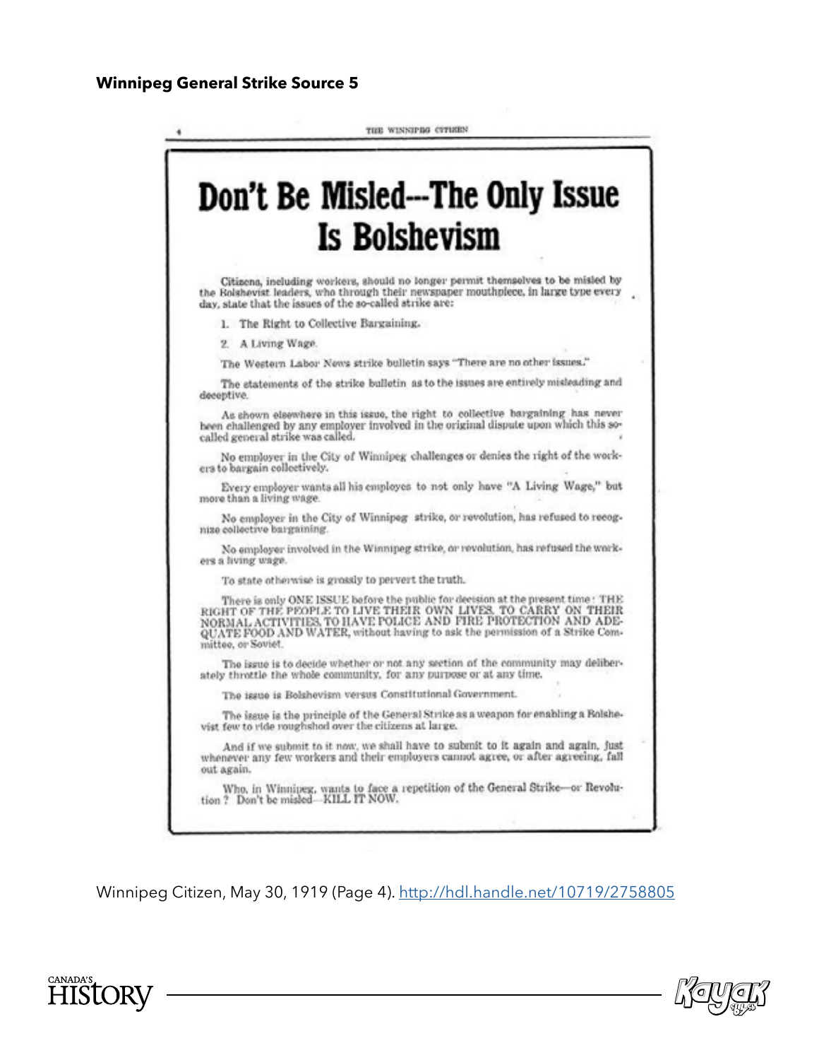**Winnipeg General Strike Source 5**

THE WINNIPEG CITIZEN

# Don't Be Misled---The Only Issue Is Bolshevism

Citizens, including workers, should no longer permit themselves to be misled by the Bolshevist leaders, who through their newspaper mouthpiece, in large type every day, state that the issues of the so-called strike are:

1. The Right to Collective Bargaining.
2. A Living Wage.

The Western Labor News strike bulletin says "There are no other issues."

The statements of the strike bulletin as to the issues are entirely misleading and deceptive.

As shown elsewhere in this issue, the right to collective bargaining has never been challenged by any employer involved in the original dispute upon which this so-called general strike was called.

No employer in the City of Winnipeg challenges or denies the right of the workers to bargain collectively.

Every employer wants all his employes to not only have "A Living Wage," but more than a living wage.

No employer in the City of Winnipeg strike, or revolution, has refused to recognize collective bargaining.

No employer involved in the Winnipeg strike, or revolution, has refused the workers a living wage.

To state otherwise is grossly to pervert the truth.

There is only ONE ISSUE before the public for decision at the present time: THE RIGHT OF THE PEOPLE TO LIVE THEIR OWN LIVES, TO CARRY ON THEIR NORMAL ACTIVITIES, TO HAVE POLICE AND FIRE PROTECTION AND ADEQUATE FOOD AND WATER, without having to ask the permission of a Strike Committee, or Soviet.

The issue is to decide whether or not any section of the community may deliberately throttle the whole community, for any purpose or at any time.

The issue is Bolshevism versus Constitutional Government.

The issue is the principle of the General Strike as a weapon for enabling a Bolshevist few to ride roughshod over the citizens at large.

And if we submit to it now, we shall have to submit to it again and again, just whenever any few workers and their employers cannot agree, or after agreeing, fall out again.

Who, in Winnipeg, wants to face a repetition of the General Strike—or Revolution? Don't be misled—KILL IT NOW.

Winnipeg Citizen, May 30, 1919 (Page 4). http://hdl.handle.net/10719/2758805